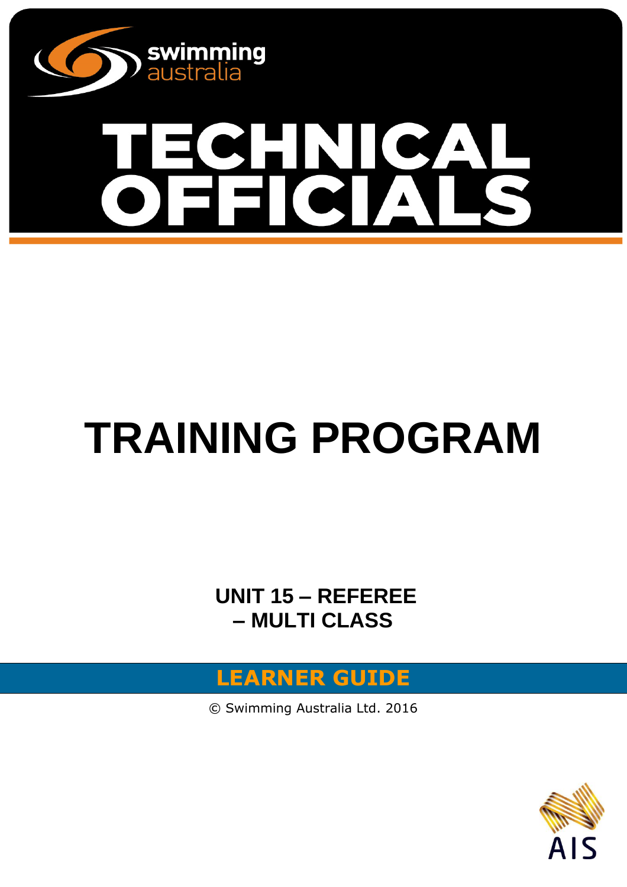swimming australia

# TECHNICAL OFFICIALS

# TRAINING PROGRAM

## UNIT 15 – REFEREE – MULTI CLASS

## LEARNER GUIDE

© Swimming Australia Ltd. 2016

AIS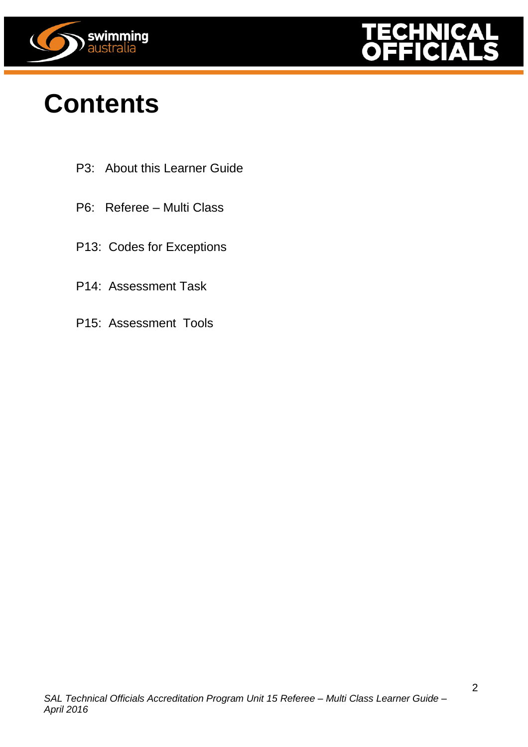# Contents

P3: About this Learner Guide

P6: Referee – Multi Class

P13: Codes for Exceptions

P14: Assessment Task

P15: Assessment Tools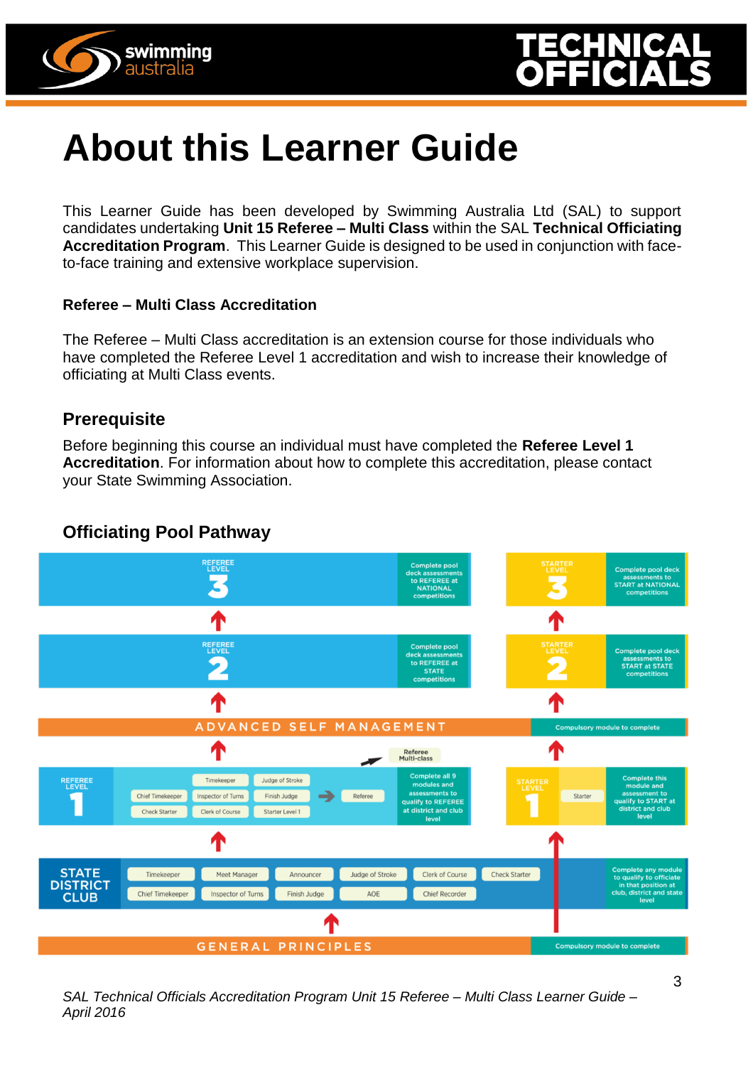# About this Learner Guide

This Learner Guide has been developed by Swimming Australia Ltd (SAL) to support candidates undertaking **Unit 15 Referee – Multi Class** within the SAL **Technical Officiating Accreditation Program**. This Learner Guide is designed to be used in conjunction with face-to-face training and extensive workplace supervision.

**Referee – Multi Class Accreditation**

The Referee – Multi Class accreditation is an extension course for those individuals who have completed the Referee Level 1 accreditation and wish to increase their knowledge of officiating at Multi Class events.

### Prerequisite

Before beginning this course an individual must have completed the **Referee Level 1 Accreditation**. For information about how to complete this accreditation, please contact your State Swimming Association.

### Officiating Pool Pathway

**REFEREE LEVEL 3** – Complete pool deck assessments to REFEREE at NATIONAL competitions

**STARTER LEVEL 3** – Complete pool deck assessments to START at NATIONAL competitions

**REFEREE LEVEL 2** – Complete pool deck assessments to REFEREE at STATE competitions

**STARTER LEVEL 2** – Complete pool deck assessments to START at STATE competitions

**ADVANCED SELF MANAGEMENT** – Compulsory module to complete

Referee Multi-class

**REFEREE LEVEL 1** – Timekeeper, Judge of Stroke, Chief Timekeeper, Inspector of Turns, Finish Judge, Check Starter, Clerk of Course, Starter Level 1 → Referee – Complete all 9 modules and assessments to qualify to REFEREE at district and club level

**STARTER LEVEL 1** – Starter – Complete this module and assessment to qualify to START at district and club level

**STATE DISTRICT CLUB** – Timekeeper, Meet Manager, Announcer, Judge of Stroke, Clerk of Course, Check Starter, Chief Timekeeper, Inspector of Turns, Finish Judge, AOE, Chief Recorder – Complete any module to qualify to officiate in that position at club, district and state level

**GENERAL PRINCIPLES** – Compulsory module to complete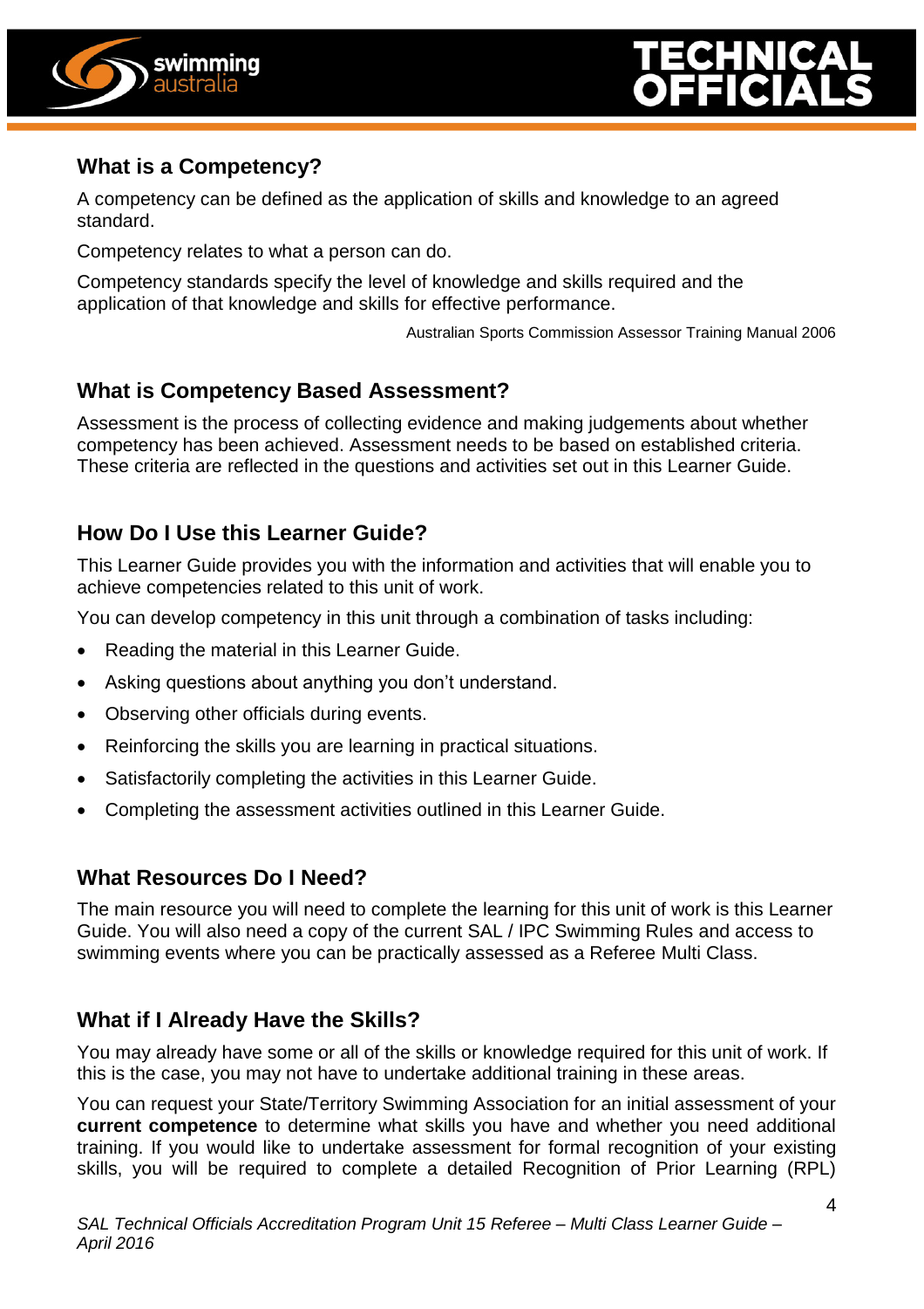## What is a Competency?

A competency can be defined as the application of skills and knowledge to an agreed standard.

Competency relates to what a person can do.

Competency standards specify the level of knowledge and skills required and the application of that knowledge and skills for effective performance.

Australian Sports Commission Assessor Training Manual 2006

## What is Competency Based Assessment?

Assessment is the process of collecting evidence and making judgements about whether competency has been achieved. Assessment needs to be based on established criteria. These criteria are reflected in the questions and activities set out in this Learner Guide.

## How Do I Use this Learner Guide?

This Learner Guide provides you with the information and activities that will enable you to achieve competencies related to this unit of work.

You can develop competency in this unit through a combination of tasks including:

- Reading the material in this Learner Guide.
- Asking questions about anything you don't understand.
- Observing other officials during events.
- Reinforcing the skills you are learning in practical situations.
- Satisfactorily completing the activities in this Learner Guide.
- Completing the assessment activities outlined in this Learner Guide.

## What Resources Do I Need?

The main resource you will need to complete the learning for this unit of work is this Learner Guide. You will also need a copy of the current SAL / IPC Swimming Rules and access to swimming events where you can be practically assessed as a Referee Multi Class.

## What if I Already Have the Skills?

You may already have some or all of the skills or knowledge required for this unit of work. If this is the case, you may not have to undertake additional training in these areas.

You can request your State/Territory Swimming Association for an initial assessment of your **current competence** to determine what skills you have and whether you need additional training. If you would like to undertake assessment for formal recognition of your existing skills, you will be required to complete a detailed Recognition of Prior Learning (RPL)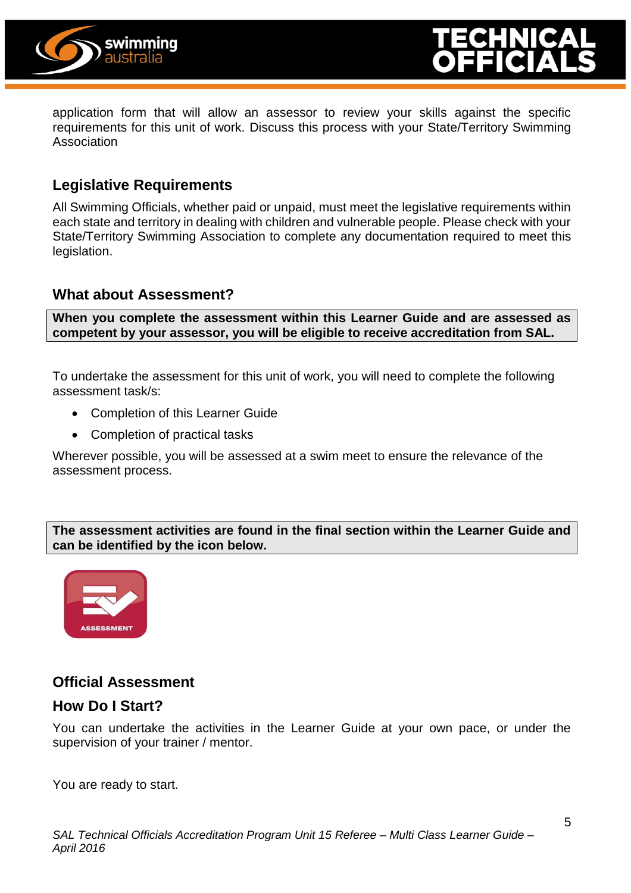application form that will allow an assessor to review your skills against the specific requirements for this unit of work. Discuss this process with your State/Territory Swimming Association

## Legislative Requirements

All Swimming Officials, whether paid or unpaid, must meet the legislative requirements within each state and territory in dealing with children and vulnerable people. Please check with your State/Territory Swimming Association to complete any documentation required to meet this legislation.

## What about Assessment?

**When you complete the assessment within this Learner Guide and are assessed as competent by your assessor, you will be eligible to receive accreditation from SAL.**

To undertake the assessment for this unit of work, you will need to complete the following assessment task/s:

- Completion of this Learner Guide
- Completion of practical tasks

Wherever possible, you will be assessed at a swim meet to ensure the relevance of the assessment process.

**The assessment activities are found in the final section within the Learner Guide and can be identified by the icon below.**

ASSESSMENT

## Official Assessment

## How Do I Start?

You can undertake the activities in the Learner Guide at your own pace, or under the supervision of your trainer / mentor.

You are ready to start.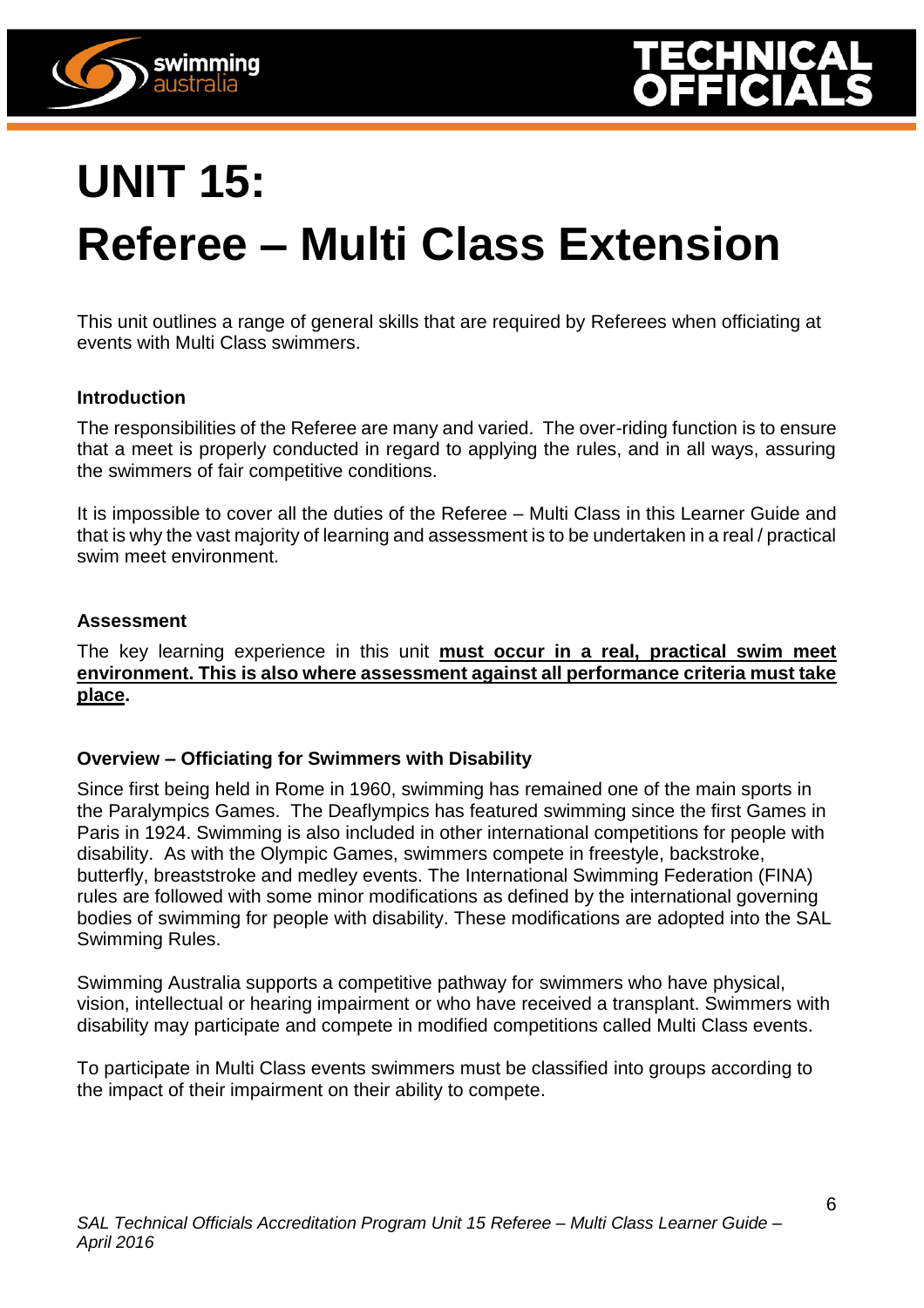# UNIT 15:
# Referee – Multi Class Extension

This unit outlines a range of general skills that are required by Referees when officiating at events with Multi Class swimmers.

### Introduction

The responsibilities of the Referee are many and varied. The over-riding function is to ensure that a meet is properly conducted in regard to applying the rules, and in all ways, assuring the swimmers of fair competitive conditions.

It is impossible to cover all the duties of the Referee – Multi Class in this Learner Guide and that is why the vast majority of learning and assessment is to be undertaken in a real / practical swim meet environment.

### Assessment

The key learning experience in this unit **<u>must occur in a real, practical swim meet environment. This is also where assessment against all performance criteria must take place</u>**.

### Overview – Officiating for Swimmers with Disability

Since first being held in Rome in 1960, swimming has remained one of the main sports in the Paralympics Games. The Deaflympics has featured swimming since the first Games in Paris in 1924. Swimming is also included in other international competitions for people with disability. As with the Olympic Games, swimmers compete in freestyle, backstroke, butterfly, breaststroke and medley events. The International Swimming Federation (FINA) rules are followed with some minor modifications as defined by the international governing bodies of swimming for people with disability. These modifications are adopted into the SAL Swimming Rules.

Swimming Australia supports a competitive pathway for swimmers who have physical, vision, intellectual or hearing impairment or who have received a transplant. Swimmers with disability may participate and compete in modified competitions called Multi Class events.

To participate in Multi Class events swimmers must be classified into groups according to the impact of their impairment on their ability to compete.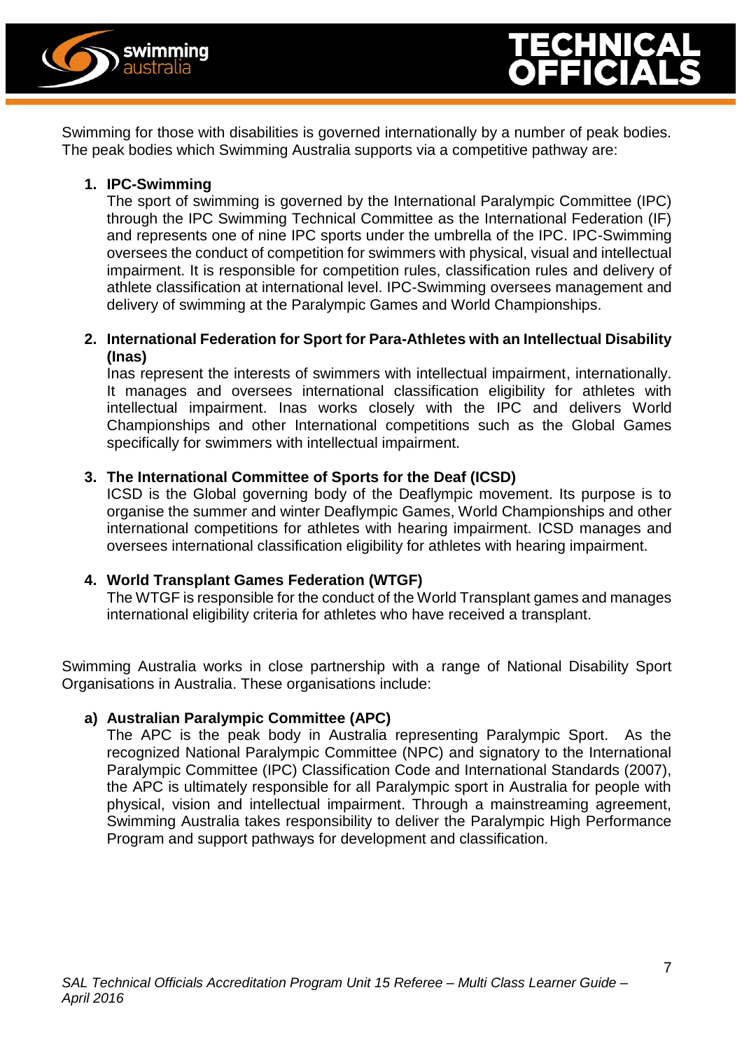Swimming for those with disabilities is governed internationally by a number of peak bodies. The peak bodies which Swimming Australia supports via a competitive pathway are:

1. **IPC-Swimming**
   The sport of swimming is governed by the International Paralympic Committee (IPC) through the IPC Swimming Technical Committee as the International Federation (IF) and represents one of nine IPC sports under the umbrella of the IPC. IPC-Swimming oversees the conduct of competition for swimmers with physical, visual and intellectual impairment. It is responsible for competition rules, classification rules and delivery of athlete classification at international level. IPC-Swimming oversees management and delivery of swimming at the Paralympic Games and World Championships.

2. **International Federation for Sport for Para-Athletes with an Intellectual Disability (Inas)**
   Inas represent the interests of swimmers with intellectual impairment, internationally. It manages and oversees international classification eligibility for athletes with intellectual impairment. Inas works closely with the IPC and delivers World Championships and other International competitions such as the Global Games specifically for swimmers with intellectual impairment.

3. **The International Committee of Sports for the Deaf (ICSD)**
   ICSD is the Global governing body of the Deaflympic movement. Its purpose is to organise the summer and winter Deaflympic Games, World Championships and other international competitions for athletes with hearing impairment. ICSD manages and oversees international classification eligibility for athletes with hearing impairment.

4. **World Transplant Games Federation (WTGF)**
   The WTGF is responsible for the conduct of the World Transplant games and manages international eligibility criteria for athletes who have received a transplant.

Swimming Australia works in close partnership with a range of National Disability Sport Organisations in Australia. These organisations include:

a) **Australian Paralympic Committee (APC)**
   The APC is the peak body in Australia representing Paralympic Sport. As the recognized National Paralympic Committee (NPC) and signatory to the International Paralympic Committee (IPC) Classification Code and International Standards (2007), the APC is ultimately responsible for all Paralympic sport in Australia for people with physical, vision and intellectual impairment. Through a mainstreaming agreement, Swimming Australia takes responsibility to deliver the Paralympic High Performance Program and support pathways for development and classification.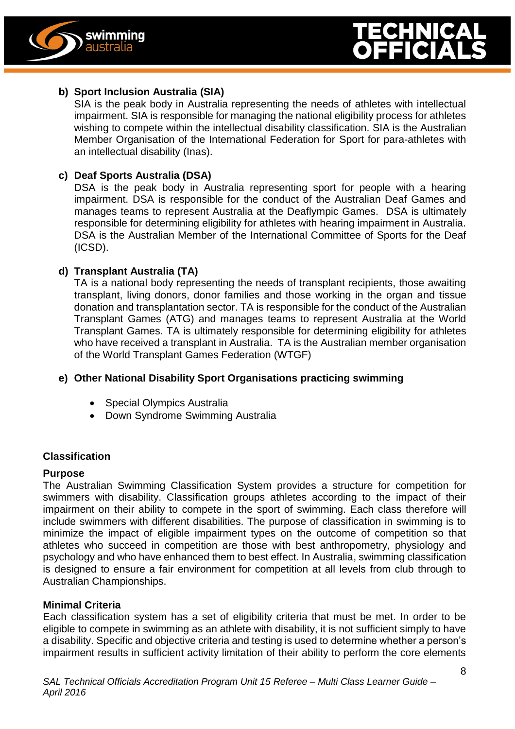**b) Sport Inclusion Australia (SIA)**

SIA is the peak body in Australia representing the needs of athletes with intellectual impairment. SIA is responsible for managing the national eligibility process for athletes wishing to compete within the intellectual disability classification. SIA is the Australian Member Organisation of the International Federation for Sport for para-athletes with an intellectual disability (Inas).

**c) Deaf Sports Australia (DSA)**

DSA is the peak body in Australia representing sport for people with a hearing impairment. DSA is responsible for the conduct of the Australian Deaf Games and manages teams to represent Australia at the Deaflympic Games. DSA is ultimately responsible for determining eligibility for athletes with hearing impairment in Australia. DSA is the Australian Member of the International Committee of Sports for the Deaf (ICSD).

**d) Transplant Australia (TA)**

TA is a national body representing the needs of transplant recipients, those awaiting transplant, living donors, donor families and those working in the organ and tissue donation and transplantation sector. TA is responsible for the conduct of the Australian Transplant Games (ATG) and manages teams to represent Australia at the World Transplant Games. TA is ultimately responsible for determining eligibility for athletes who have received a transplant in Australia. TA is the Australian member organisation of the World Transplant Games Federation (WTGF)

**e) Other National Disability Sport Organisations practicing swimming**

- Special Olympics Australia
- Down Syndrome Swimming Australia

## Classification

### Purpose

The Australian Swimming Classification System provides a structure for competition for swimmers with disability. Classification groups athletes according to the impact of their impairment on their ability to compete in the sport of swimming. Each class therefore will include swimmers with different disabilities. The purpose of classification in swimming is to minimize the impact of eligible impairment types on the outcome of competition so that athletes who succeed in competition are those with best anthropometry, physiology and psychology and who have enhanced them to best effect. In Australia, swimming classification is designed to ensure a fair environment for competition at all levels from club through to Australian Championships.

### Minimal Criteria

Each classification system has a set of eligibility criteria that must be met. In order to be eligible to compete in swimming as an athlete with disability, it is not sufficient simply to have a disability. Specific and objective criteria and testing is used to determine whether a person's impairment results in sufficient activity limitation of their ability to perform the core elements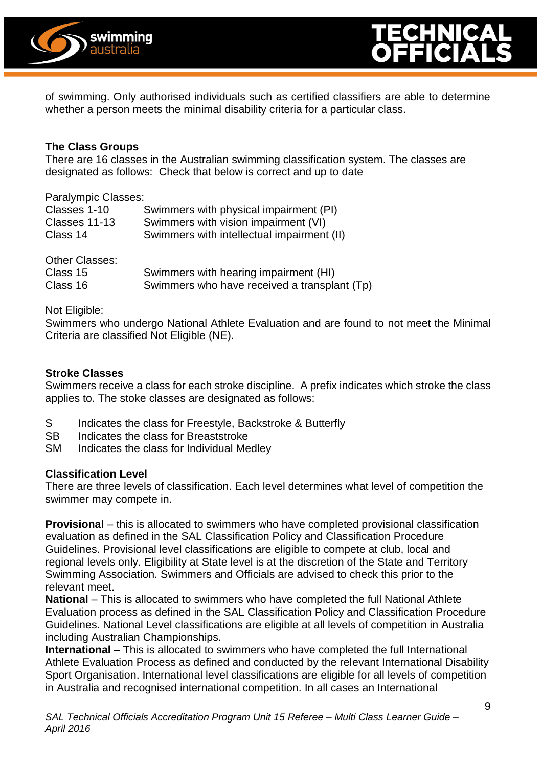of swimming. Only authorised individuals such as certified classifiers are able to determine whether a person meets the minimal disability criteria for a particular class.

**The Class Groups**

There are 16 classes in the Australian swimming classification system. The classes are designated as follows: Check that below is correct and up to date

Paralympic Classes:

| | |
|---|---|
| Classes 1-10 | Swimmers with physical impairment (PI) |
| Classes 11-13 | Swimmers with vision impairment (VI) |
| Class 14 | Swimmers with intellectual impairment (II) |

Other Classes:

| | |
|---|---|
| Class 15 | Swimmers with hearing impairment (HI) |
| Class 16 | Swimmers who have received a transplant (Tp) |

Not Eligible:

Swimmers who undergo National Athlete Evaluation and are found to not meet the Minimal Criteria are classified Not Eligible (NE).

**Stroke Classes**

Swimmers receive a class for each stroke discipline. A prefix indicates which stroke the class applies to. The stoke classes are designated as follows:

- S Indicates the class for Freestyle, Backstroke & Butterfly
- SB Indicates the class for Breaststroke
- SM Indicates the class for Individual Medley

**Classification Level**

There are three levels of classification. Each level determines what level of competition the swimmer may compete in.

**Provisional** – this is allocated to swimmers who have completed provisional classification evaluation as defined in the SAL Classification Policy and Classification Procedure Guidelines. Provisional level classifications are eligible to compete at club, local and regional levels only. Eligibility at State level is at the discretion of the State and Territory Swimming Association. Swimmers and Officials are advised to check this prior to the relevant meet.

**National** – This is allocated to swimmers who have completed the full National Athlete Evaluation process as defined in the SAL Classification Policy and Classification Procedure Guidelines. National Level classifications are eligible at all levels of competition in Australia including Australian Championships.

**International** – This is allocated to swimmers who have completed the full International Athlete Evaluation Process as defined and conducted by the relevant International Disability Sport Organisation. International level classifications are eligible for all levels of competition in Australia and recognised international competition. In all cases an International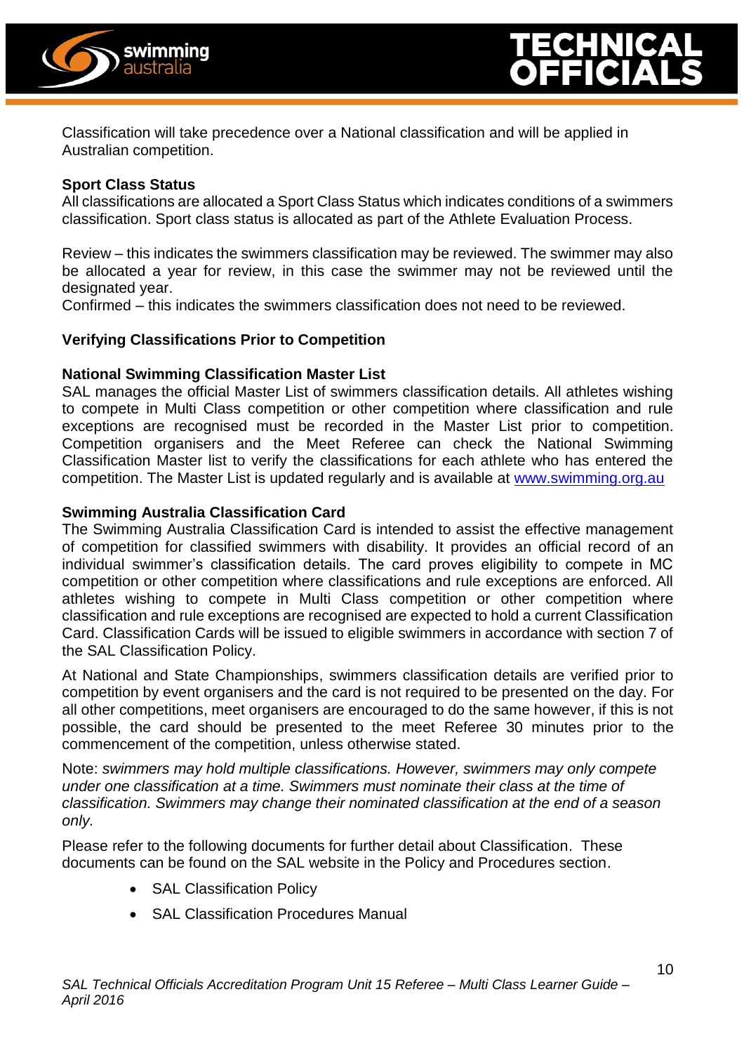Classification will take precedence over a National classification and will be applied in Australian competition.

**Sport Class Status**

All classifications are allocated a Sport Class Status which indicates conditions of a swimmers classification. Sport class status is allocated as part of the Athlete Evaluation Process.

Review – this indicates the swimmers classification may be reviewed. The swimmer may also be allocated a year for review, in this case the swimmer may not be reviewed until the designated year.
Confirmed – this indicates the swimmers classification does not need to be reviewed.

**Verifying Classifications Prior to Competition**

**National Swimming Classification Master List**

SAL manages the official Master List of swimmers classification details. All athletes wishing to compete in Multi Class competition or other competition where classification and rule exceptions are recognised must be recorded in the Master List prior to competition. Competition organisers and the Meet Referee can check the National Swimming Classification Master list to verify the classifications for each athlete who has entered the competition. The Master List is updated regularly and is available at [www.swimming.org.au](http://www.swimming.org.au)

**Swimming Australia Classification Card**

The Swimming Australia Classification Card is intended to assist the effective management of competition for classified swimmers with disability. It provides an official record of an individual swimmer's classification details. The card proves eligibility to compete in MC competition or other competition where classifications and rule exceptions are enforced. All athletes wishing to compete in Multi Class competition or other competition where classification and rule exceptions are recognised are expected to hold a current Classification Card. Classification Cards will be issued to eligible swimmers in accordance with section 7 of the SAL Classification Policy.

At National and State Championships, swimmers classification details are verified prior to competition by event organisers and the card is not required to be presented on the day. For all other competitions, meet organisers are encouraged to do the same however, if this is not possible, the card should be presented to the meet Referee 30 minutes prior to the commencement of the competition, unless otherwise stated.

Note: *swimmers may hold multiple classifications. However, swimmers may only compete under one classification at a time. Swimmers must nominate their class at the time of classification. Swimmers may change their nominated classification at the end of a season only.*

Please refer to the following documents for further detail about Classification. These documents can be found on the SAL website in the Policy and Procedures section.

- SAL Classification Policy
- SAL Classification Procedures Manual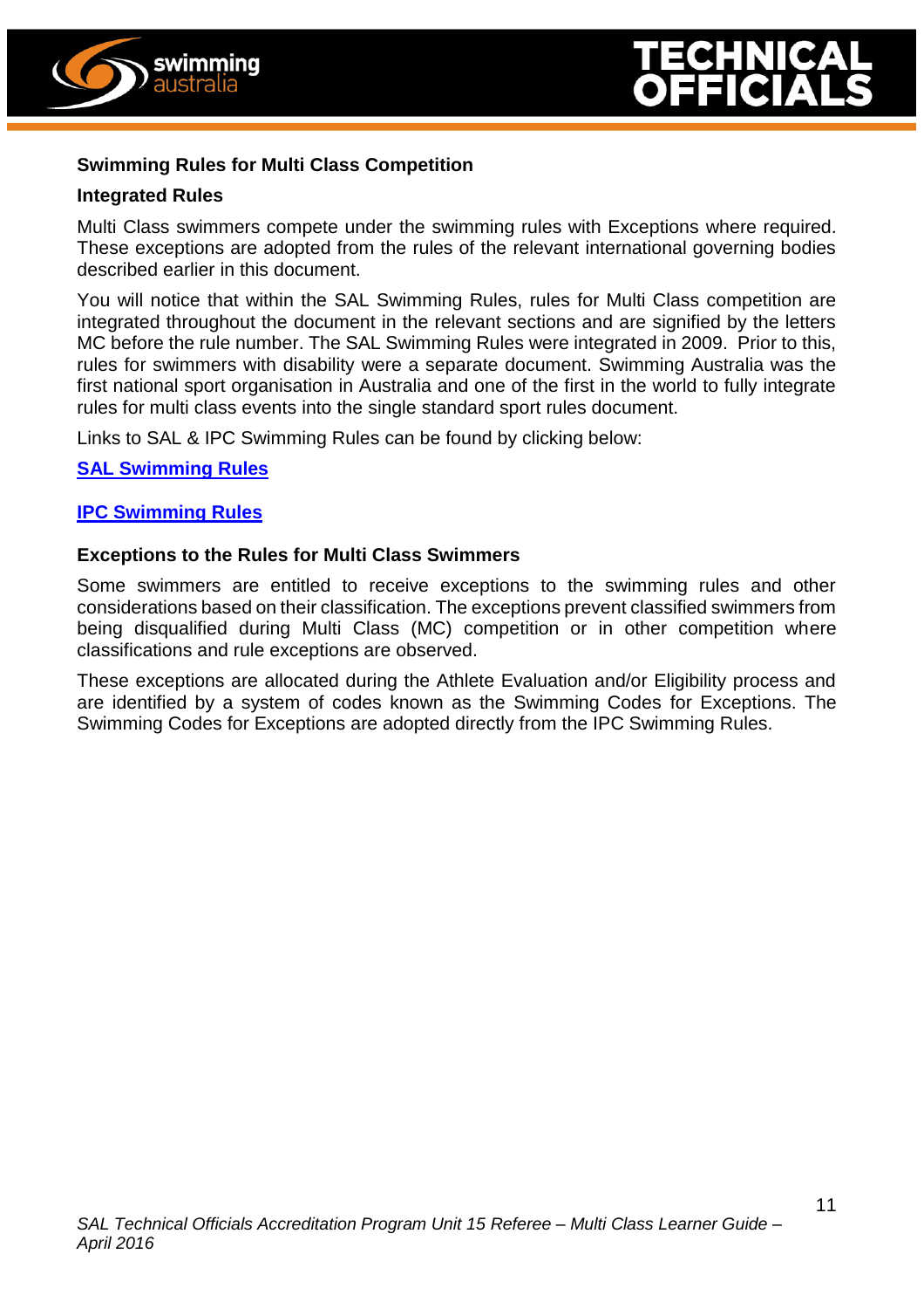### Swimming Rules for Multi Class Competition

### Integrated Rules

Multi Class swimmers compete under the swimming rules with Exceptions where required. These exceptions are adopted from the rules of the relevant international governing bodies described earlier in this document.

You will notice that within the SAL Swimming Rules, rules for Multi Class competition are integrated throughout the document in the relevant sections and are signified by the letters MC before the rule number. The SAL Swimming Rules were integrated in 2009. Prior to this, rules for swimmers with disability were a separate document. Swimming Australia was the first national sport organisation in Australia and one of the first in the world to fully integrate rules for multi class events into the single standard sport rules document.

Links to SAL & IPC Swimming Rules can be found by clicking below:

**SAL Swimming Rules**

**IPC Swimming Rules**

### Exceptions to the Rules for Multi Class Swimmers

Some swimmers are entitled to receive exceptions to the swimming rules and other considerations based on their classification. The exceptions prevent classified swimmers from being disqualified during Multi Class (MC) competition or in other competition where classifications and rule exceptions are observed.

These exceptions are allocated during the Athlete Evaluation and/or Eligibility process and are identified by a system of codes known as the Swimming Codes for Exceptions. The Swimming Codes for Exceptions are adopted directly from the IPC Swimming Rules.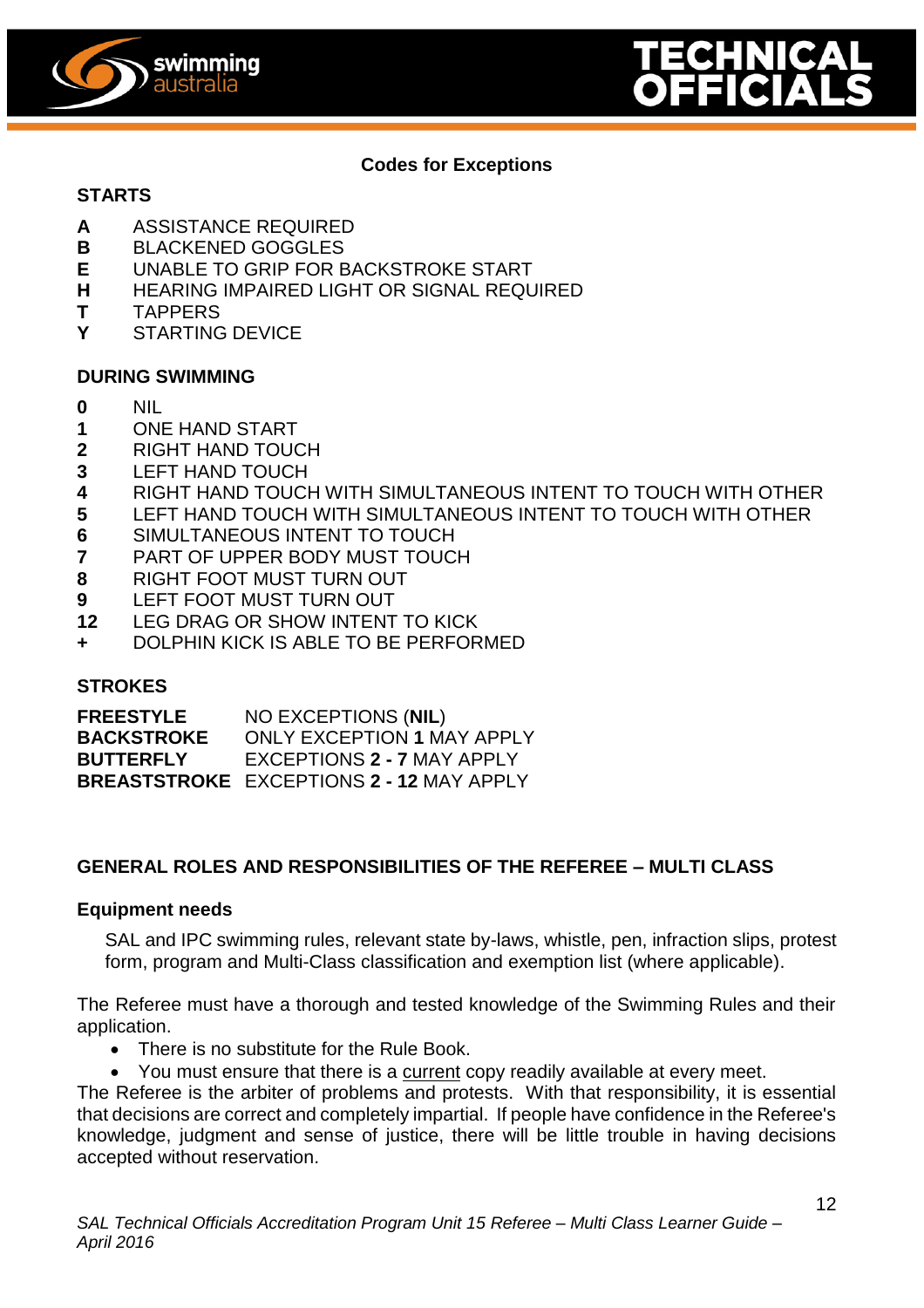## Codes for Exceptions

### STARTS

**A** ASSISTANCE REQUIRED
**B** BLACKENED GOGGLES
**E** UNABLE TO GRIP FOR BACKSTROKE START
**H** HEARING IMPAIRED LIGHT OR SIGNAL REQUIRED
**T** TAPPERS
**Y** STARTING DEVICE

### DURING SWIMMING

**0** NIL
**1** ONE HAND START
**2** RIGHT HAND TOUCH
**3** LEFT HAND TOUCH
**4** RIGHT HAND TOUCH WITH SIMULTANEOUS INTENT TO TOUCH WITH OTHER
**5** LEFT HAND TOUCH WITH SIMULTANEOUS INTENT TO TOUCH WITH OTHER
**6** SIMULTANEOUS INTENT TO TOUCH
**7** PART OF UPPER BODY MUST TOUCH
**8** RIGHT FOOT MUST TURN OUT
**9** LEFT FOOT MUST TURN OUT
**12** LEG DRAG OR SHOW INTENT TO KICK
**+** DOLPHIN KICK IS ABLE TO BE PERFORMED

### STROKES

**FREESTYLE** NO EXCEPTIONS (**NIL**)
**BACKSTROKE** ONLY EXCEPTION **1** MAY APPLY
**BUTTERFLY** EXCEPTIONS **2 - 7** MAY APPLY
**BREASTSTROKE** EXCEPTIONS **2 - 12** MAY APPLY

## GENERAL ROLES AND RESPONSIBILITIES OF THE REFEREE – MULTI CLASS

### Equipment needs

SAL and IPC swimming rules, relevant state by-laws, whistle, pen, infraction slips, protest form, program and Multi-Class classification and exemption list (where applicable).

The Referee must have a thorough and tested knowledge of the Swimming Rules and their application.

- There is no substitute for the Rule Book.
- You must ensure that there is a current copy readily available at every meet.

The Referee is the arbiter of problems and protests. With that responsibility, it is essential that decisions are correct and completely impartial. If people have confidence in the Referee's knowledge, judgment and sense of justice, there will be little trouble in having decisions accepted without reservation.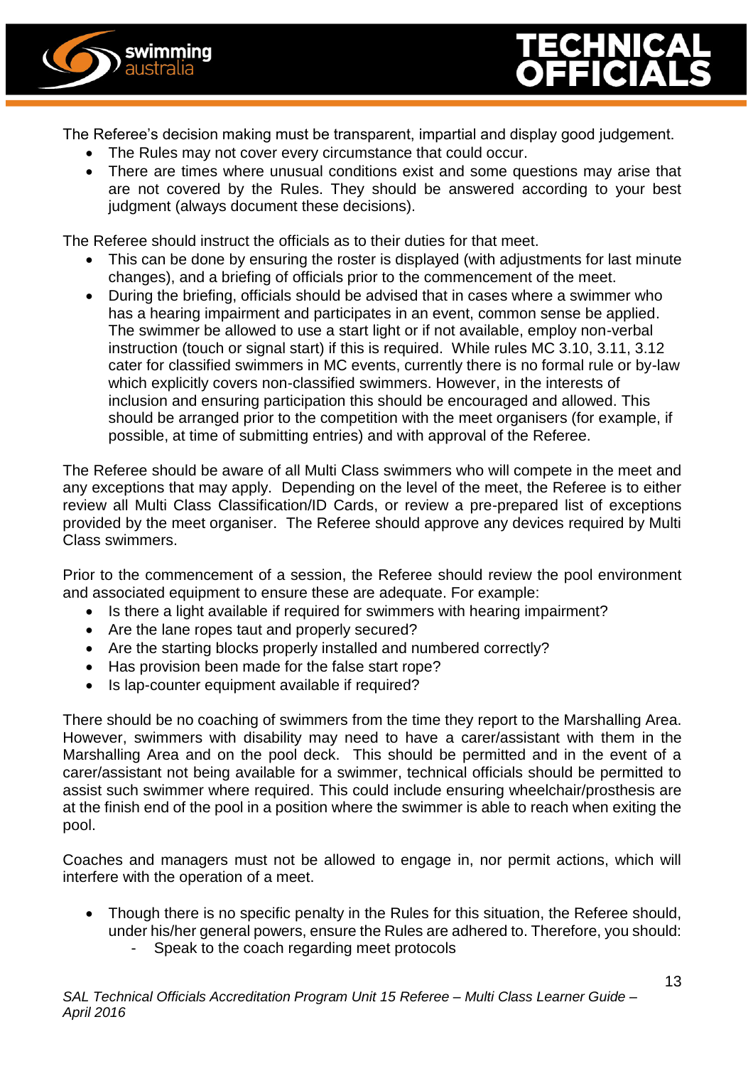The Referee's decision making must be transparent, impartial and display good judgement.

- The Rules may not cover every circumstance that could occur.
- There are times where unusual conditions exist and some questions may arise that are not covered by the Rules. They should be answered according to your best judgment (always document these decisions).

The Referee should instruct the officials as to their duties for that meet.

- This can be done by ensuring the roster is displayed (with adjustments for last minute changes), and a briefing of officials prior to the commencement of the meet.
- During the briefing, officials should be advised that in cases where a swimmer who has a hearing impairment and participates in an event, common sense be applied. The swimmer be allowed to use a start light or if not available, employ non-verbal instruction (touch or signal start) if this is required. While rules MC 3.10, 3.11, 3.12 cater for classified swimmers in MC events, currently there is no formal rule or by-law which explicitly covers non-classified swimmers. However, in the interests of inclusion and ensuring participation this should be encouraged and allowed. This should be arranged prior to the competition with the meet organisers (for example, if possible, at time of submitting entries) and with approval of the Referee.

The Referee should be aware of all Multi Class swimmers who will compete in the meet and any exceptions that may apply. Depending on the level of the meet, the Referee is to either review all Multi Class Classification/ID Cards, or review a pre-prepared list of exceptions provided by the meet organiser. The Referee should approve any devices required by Multi Class swimmers.

Prior to the commencement of a session, the Referee should review the pool environment and associated equipment to ensure these are adequate. For example:

- Is there a light available if required for swimmers with hearing impairment?
- Are the lane ropes taut and properly secured?
- Are the starting blocks properly installed and numbered correctly?
- Has provision been made for the false start rope?
- Is lap-counter equipment available if required?

There should be no coaching of swimmers from the time they report to the Marshalling Area. However, swimmers with disability may need to have a carer/assistant with them in the Marshalling Area and on the pool deck. This should be permitted and in the event of a carer/assistant not being available for a swimmer, technical officials should be permitted to assist such swimmer where required. This could include ensuring wheelchair/prosthesis are at the finish end of the pool in a position where the swimmer is able to reach when exiting the pool.

Coaches and managers must not be allowed to engage in, nor permit actions, which will interfere with the operation of a meet.

- Though there is no specific penalty in the Rules for this situation, the Referee should, under his/her general powers, ensure the Rules are adhered to. Therefore, you should:
  - Speak to the coach regarding meet protocols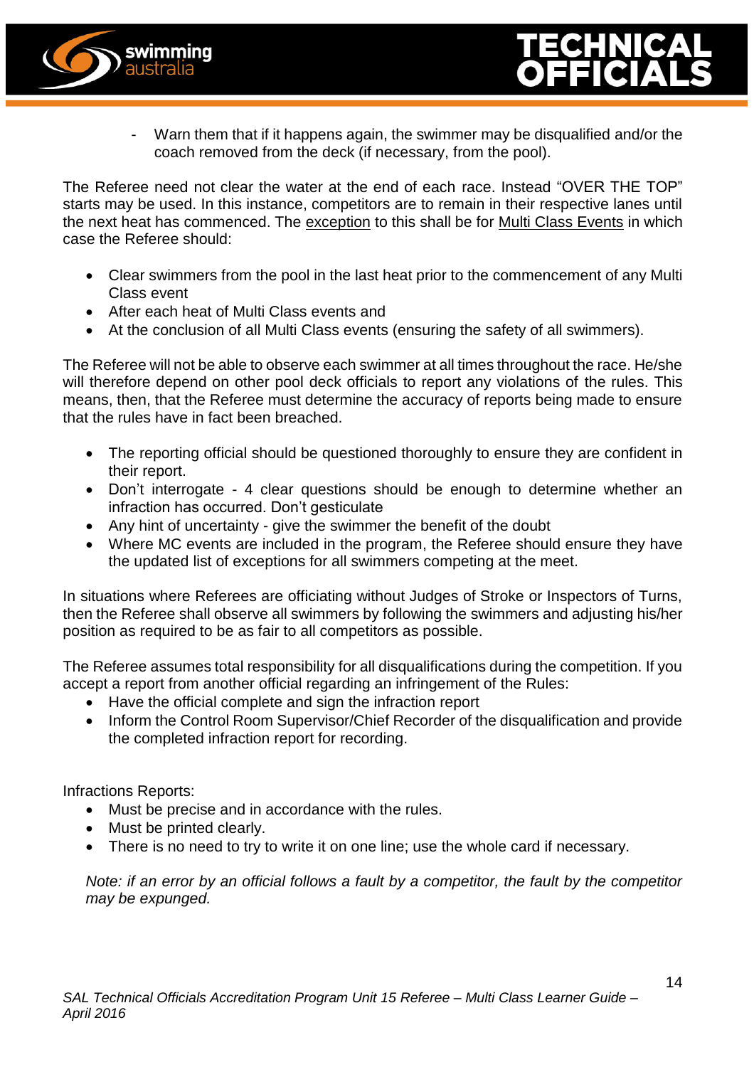- Warn them that if it happens again, the swimmer may be disqualified and/or the coach removed from the deck (if necessary, from the pool).

The Referee need not clear the water at the end of each race. Instead "OVER THE TOP" starts may be used. In this instance, competitors are to remain in their respective lanes until the next heat has commenced. The exception to this shall be for Multi Class Events in which case the Referee should:

- Clear swimmers from the pool in the last heat prior to the commencement of any Multi Class event
- After each heat of Multi Class events and
- At the conclusion of all Multi Class events (ensuring the safety of all swimmers).

The Referee will not be able to observe each swimmer at all times throughout the race. He/she will therefore depend on other pool deck officials to report any violations of the rules. This means, then, that the Referee must determine the accuracy of reports being made to ensure that the rules have in fact been breached.

- The reporting official should be questioned thoroughly to ensure they are confident in their report.
- Don't interrogate - 4 clear questions should be enough to determine whether an infraction has occurred. Don't gesticulate
- Any hint of uncertainty - give the swimmer the benefit of the doubt
- Where MC events are included in the program, the Referee should ensure they have the updated list of exceptions for all swimmers competing at the meet.

In situations where Referees are officiating without Judges of Stroke or Inspectors of Turns, then the Referee shall observe all swimmers by following the swimmers and adjusting his/her position as required to be as fair to all competitors as possible.

The Referee assumes total responsibility for all disqualifications during the competition. If you accept a report from another official regarding an infringement of the Rules:

- Have the official complete and sign the infraction report
- Inform the Control Room Supervisor/Chief Recorder of the disqualification and provide the completed infraction report for recording.

Infractions Reports:

- Must be precise and in accordance with the rules.
- Must be printed clearly.
- There is no need to try to write it on one line; use the whole card if necessary.

*Note: if an error by an official follows a fault by a competitor, the fault by the competitor may be expunged.*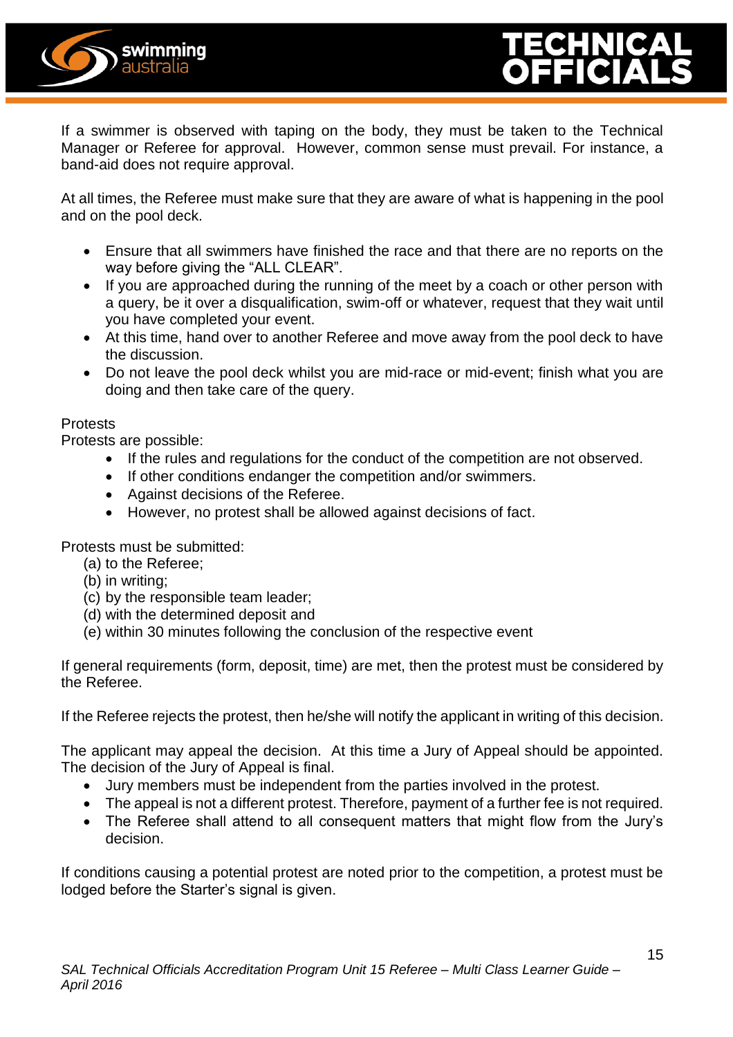If a swimmer is observed with taping on the body, they must be taken to the Technical Manager or Referee for approval. However, common sense must prevail. For instance, a band-aid does not require approval.

At all times, the Referee must make sure that they are aware of what is happening in the pool and on the pool deck.

- Ensure that all swimmers have finished the race and that there are no reports on the way before giving the "ALL CLEAR".
- If you are approached during the running of the meet by a coach or other person with a query, be it over a disqualification, swim-off or whatever, request that they wait until you have completed your event.
- At this time, hand over to another Referee and move away from the pool deck to have the discussion.
- Do not leave the pool deck whilst you are mid-race or mid-event; finish what you are doing and then take care of the query.

Protests

Protests are possible:

- If the rules and regulations for the conduct of the competition are not observed.
- If other conditions endanger the competition and/or swimmers.
- Against decisions of the Referee.
- However, no protest shall be allowed against decisions of fact.

Protests must be submitted:

(a) to the Referee;
(b) in writing;
(c) by the responsible team leader;
(d) with the determined deposit and
(e) within 30 minutes following the conclusion of the respective event

If general requirements (form, deposit, time) are met, then the protest must be considered by the Referee.

If the Referee rejects the protest, then he/she will notify the applicant in writing of this decision.

The applicant may appeal the decision. At this time a Jury of Appeal should be appointed. The decision of the Jury of Appeal is final.

- Jury members must be independent from the parties involved in the protest.
- The appeal is not a different protest. Therefore, payment of a further fee is not required.
- The Referee shall attend to all consequent matters that might flow from the Jury's decision.

If conditions causing a potential protest are noted prior to the competition, a protest must be lodged before the Starter's signal is given.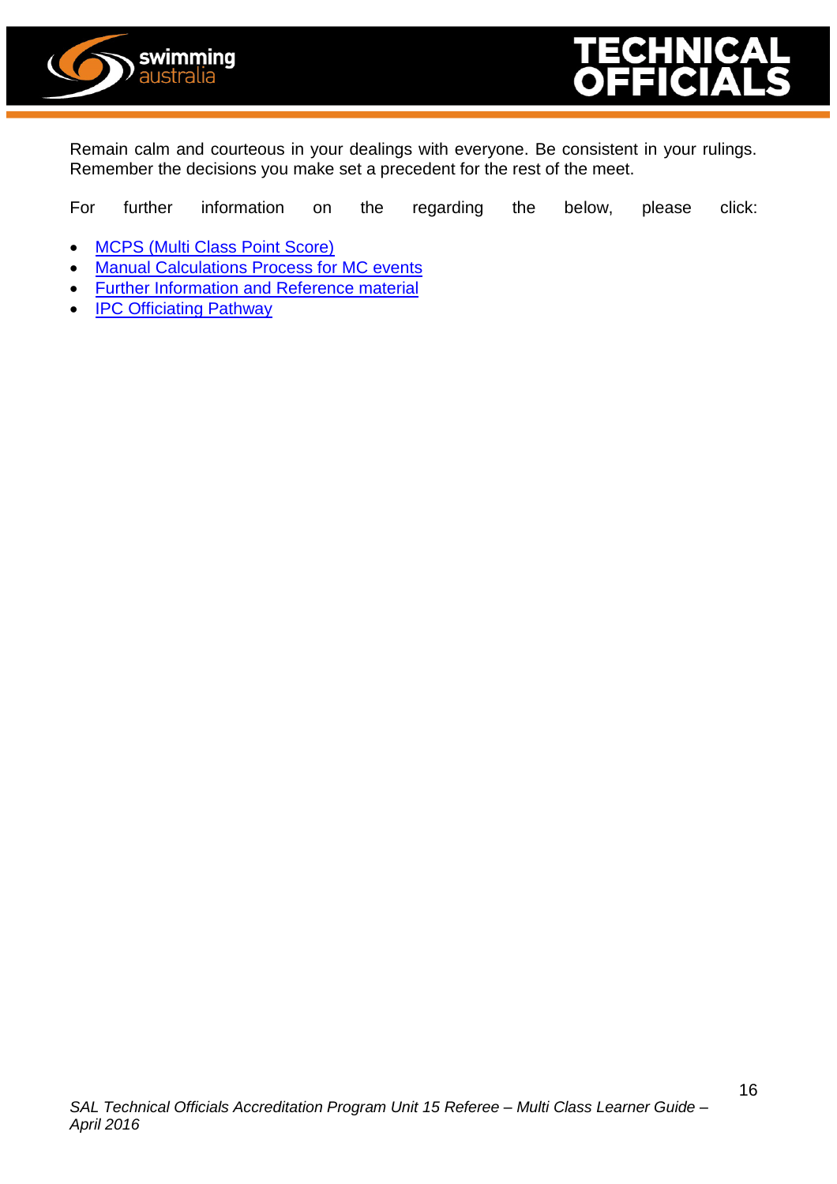Remain calm and courteous in your dealings with everyone. Be consistent in your rulings. Remember the decisions you make set a precedent for the rest of the meet.

For further information on the regarding the below, please click:

- MCPS (Multi Class Point Score)
- Manual Calculations Process for MC events
- Further Information and Reference material
- IPC Officiating Pathway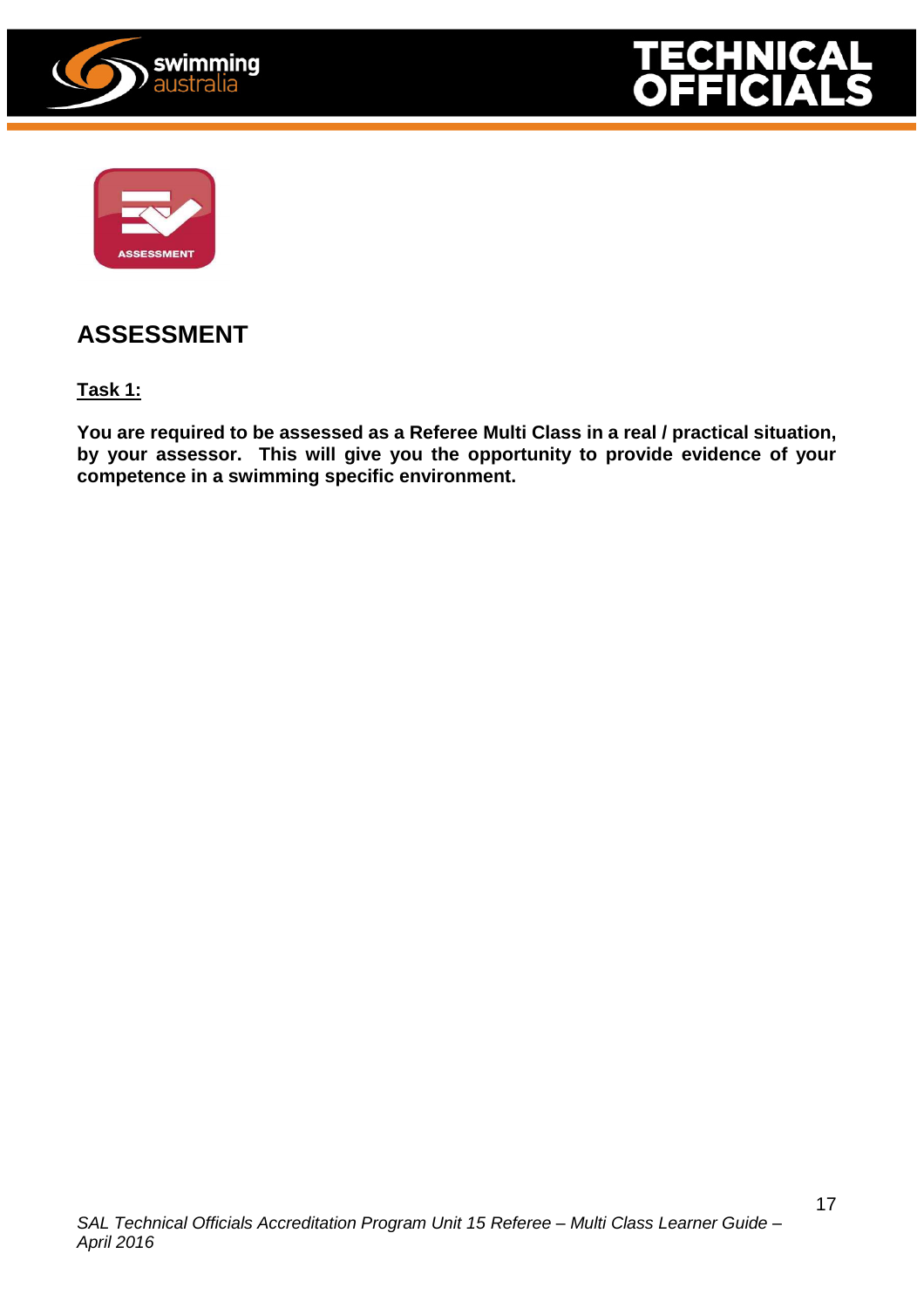## ASSESSMENT

**Task 1:**

**You are required to be assessed as a Referee Multi Class in a real / practical situation, by your assessor. This will give you the opportunity to provide evidence of your competence in a swimming specific environment.**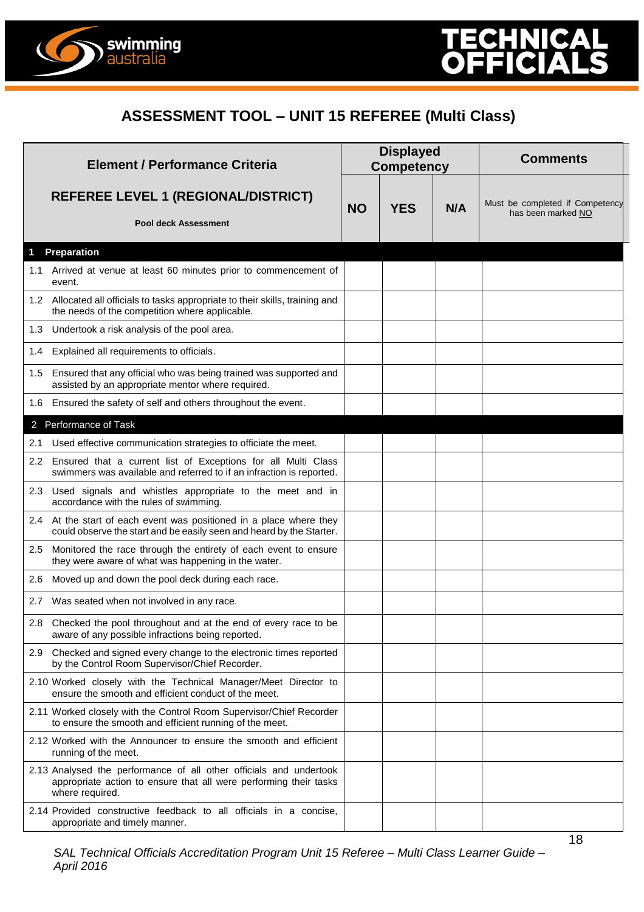# ASSESSMENT TOOL – UNIT 15 REFEREE (Multi Class)

| Element / Performance Criteria | Displayed Competency | | | Comments |
|---|---|---|---|---|
| **REFEREE LEVEL 1 (REGIONAL/DISTRICT)** **Pool deck Assessment** | **NO** | **YES** | **N/A** | Must be completed if Competency has been marked NO |
| **1 Preparation** | | | | |
| 1.1 Arrived at venue at least 60 minutes prior to commencement of event. | | | | |
| 1.2 Allocated all officials to tasks appropriate to their skills, training and the needs of the competition where applicable. | | | | |
| 1.3 Undertook a risk analysis of the pool area. | | | | |
| 1.4 Explained all requirements to officials. | | | | |
| 1.5 Ensured that any official who was being trained was supported and assisted by an appropriate mentor where required. | | | | |
| 1.6 Ensured the safety of self and others throughout the event. | | | | |
| 2 Performance of Task | | | | |
| 2.1 Used effective communication strategies to officiate the meet. | | | | |
| 2.2 Ensured that a current list of Exceptions for all Multi Class swimmers was available and referred to if an infraction is reported. | | | | |
| 2.3 Used signals and whistles appropriate to the meet and in accordance with the rules of swimming. | | | | |
| 2.4 At the start of each event was positioned in a place where they could observe the start and be easily seen and heard by the Starter. | | | | |
| 2.5 Monitored the race through the entirety of each event to ensure they were aware of what was happening in the water. | | | | |
| 2.6 Moved up and down the pool deck during each race. | | | | |
| 2.7 Was seated when not involved in any race. | | | | |
| 2.8 Checked the pool throughout and at the end of every race to be aware of any possible infractions being reported. | | | | |
| 2.9 Checked and signed every change to the electronic times reported by the Control Room Supervisor/Chief Recorder. | | | | |
| 2.10 Worked closely with the Technical Manager/Meet Director to ensure the smooth and efficient conduct of the meet. | | | | |
| 2.11 Worked closely with the Control Room Supervisor/Chief Recorder to ensure the smooth and efficient running of the meet. | | | | |
| 2.12 Worked with the Announcer to ensure the smooth and efficient running of the meet. | | | | |
| 2.13 Analysed the performance of all other officials and undertook appropriate action to ensure that all were performing their tasks where required. | | | | |
| 2.14 Provided constructive feedback to all officials in a concise, appropriate and timely manner. | | | | |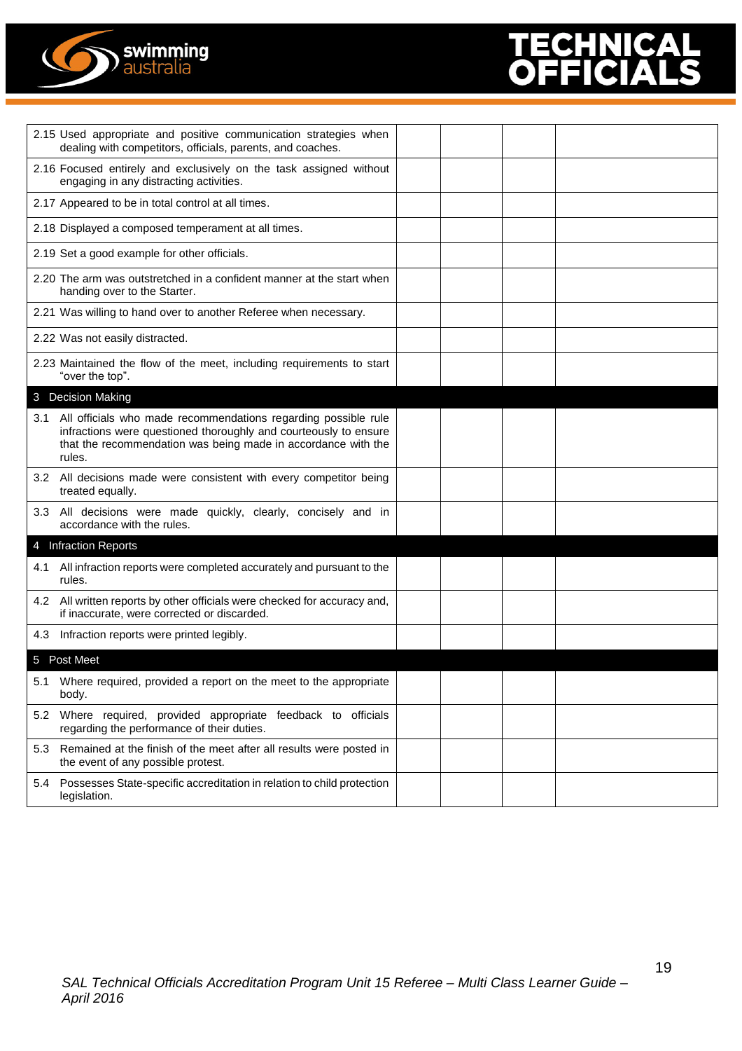| | | | | |
|---|---|---|---|---|
| 2.15 Used appropriate and positive communication strategies when dealing with competitors, officials, parents, and coaches. | | | | |
| 2.16 Focused entirely and exclusively on the task assigned without engaging in any distracting activities. | | | | |
| 2.17 Appeared to be in total control at all times. | | | | |
| 2.18 Displayed a composed temperament at all times. | | | | |
| 2.19 Set a good example for other officials. | | | | |
| 2.20 The arm was outstretched in a confident manner at the start when handing over to the Starter. | | | | |
| 2.21 Was willing to hand over to another Referee when necessary. | | | | |
| 2.22 Was not easily distracted. | | | | |
| 2.23 Maintained the flow of the meet, including requirements to start "over the top". | | | | |
| **3 Decision Making** | | | | |
| 3.1 All officials who made recommendations regarding possible rule infractions were questioned thoroughly and courteously to ensure that the recommendation was being made in accordance with the rules. | | | | |
| 3.2 All decisions made were consistent with every competitor being treated equally. | | | | |
| 3.3 All decisions were made quickly, clearly, concisely and in accordance with the rules. | | | | |
| **4 Infraction Reports** | | | | |
| 4.1 All infraction reports were completed accurately and pursuant to the rules. | | | | |
| 4.2 All written reports by other officials were checked for accuracy and, if inaccurate, were corrected or discarded. | | | | |
| 4.3 Infraction reports were printed legibly. | | | | |
| **5 Post Meet** | | | | |
| 5.1 Where required, provided a report on the meet to the appropriate body. | | | | |
| 5.2 Where required, provided appropriate feedback to officials regarding the performance of their duties. | | | | |
| 5.3 Remained at the finish of the meet after all results were posted in the event of any possible protest. | | | | |
| 5.4 Possesses State-specific accreditation in relation to child protection legislation. | | | | |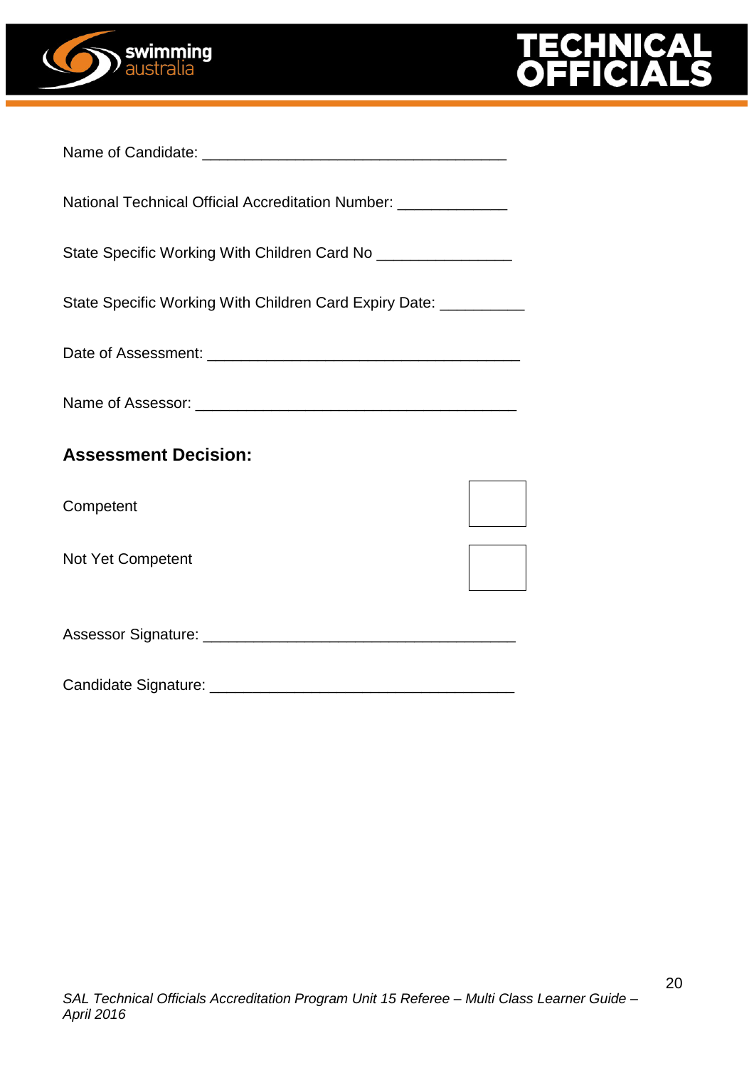Name of Candidate: ___________________________________

National Technical Official Accreditation Number: ____________

State Specific Working With Children Card No _______________

State Specific Working With Children Card Expiry Date: _________

Date of Assessment: ____________________________________

Name of Assessor: _____________________________________

**Assessment Decision:**

Competent ☐

Not Yet Competent ☐

Assessor Signature: ____________________________________

Candidate Signature: ___________________________________